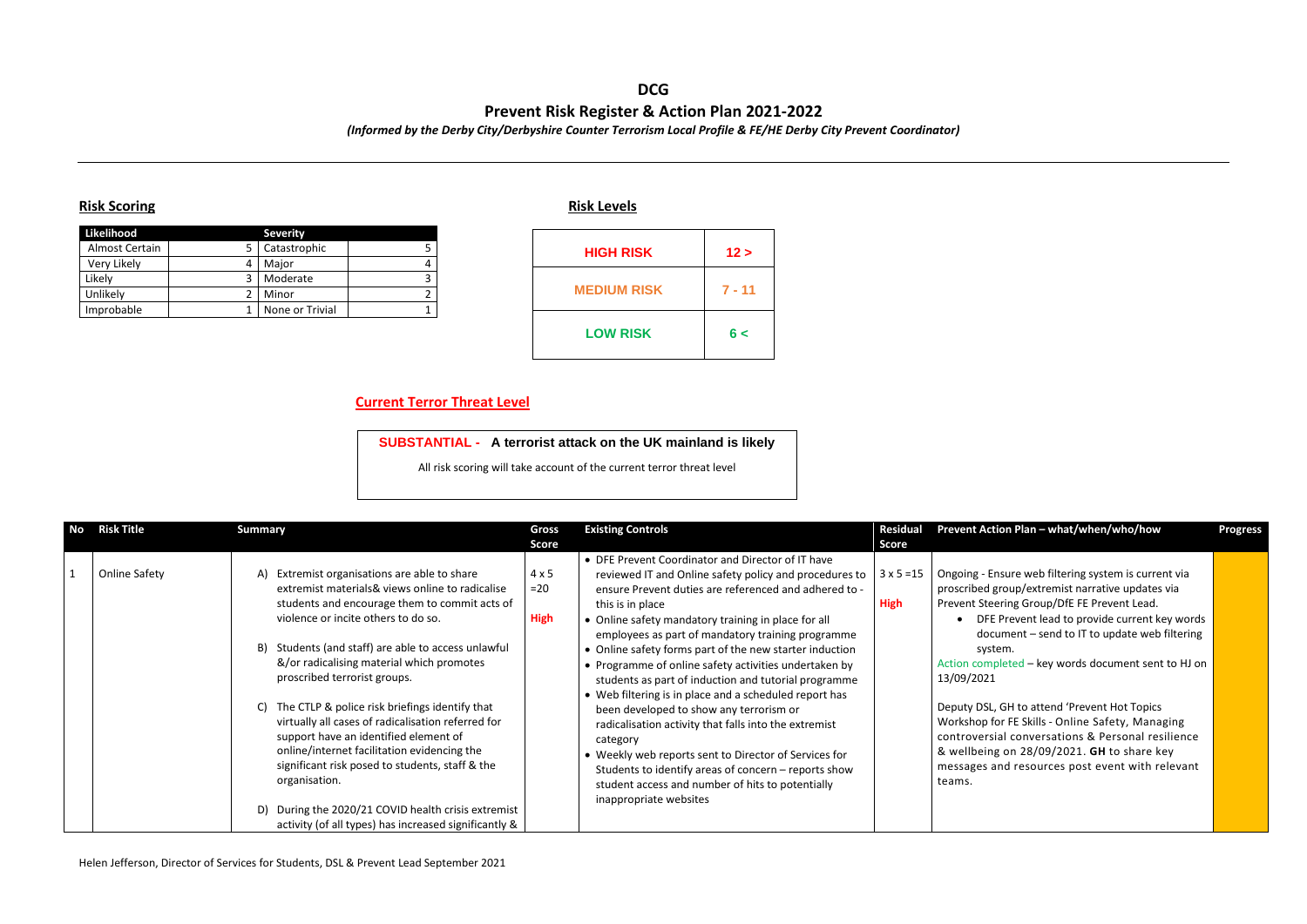# DCG

## Prevent Risk Register & Action Plan 2021-2022

*(Informed by the Derby City/Derbyshire Counter Terrorism Local Profile & FE/HE Derby City Prevent Coordinator)*

### Risk Scoring

| Likelihood | | Severity | |
|---|---|---|---|
| Almost Certain | 5 | Catastrophic | 5 |
| Very Likely | 4 | Major | 4 |
| Likely | 3 | Moderate | 3 |
| Unlikely | 2 | Minor | 2 |
| Improbable | 1 | None or Trivial | 1 |

### Risk Levels

| | |
|---|---|
| HIGH RISK | 12 > |
| MEDIUM RISK | 7 - 11 |
| LOW RISK | 6 < |

### Current Terror Threat Level

**SUBSTANTIAL - A terrorist attack on the UK mainland is likely**

All risk scoring will take account of the current terror threat level

| No | Risk Title | Summary | Gross Score | Existing Controls | Residual Score | Prevent Action Plan – what/when/who/how | Progress |
|---|---|---|---|---|---|---|---|
| 1 | Online Safety | A) Extremist organisations are able to share extremist materials& views online to radicalise students and encourage them to commit acts of violence or incite others to do so.<br><br>B) Students (and staff) are able to access unlawful &/or radicalising material which promotes proscribed terrorist groups.<br><br>C) The CTLP & police risk briefings identify that virtually all cases of radicalisation referred for support have an identified element of online/internet facilitation evidencing the significant risk posed to students, staff & the organisation.<br><br>D) During the 2020/21 COVID health crisis extremist activity (of all types) has increased significantly & | 4 x 5 =20 **High** | • DFE Prevent Coordinator and Director of IT have reviewed IT and Online safety policy and procedures to ensure Prevent duties are referenced and adhered to - this is in place<br>• Online safety mandatory training in place for all employees as part of mandatory training programme<br>• Online safety forms part of the new starter induction<br>• Programme of online safety activities undertaken by students as part of induction and tutorial programme<br>• Web filtering is in place and a scheduled report has been developed to show any terrorism or radicalisation activity that falls into the extremist category<br>• Weekly web reports sent to Director of Services for Students to identify areas of concern – reports show student access and number of hits to potentially inappropriate websites | 3 x 5 =15 **High** | Ongoing - Ensure web filtering system is current via proscribed group/extremist narrative updates via Prevent Steering Group/DfE FE Prevent Lead.<br>• DFE Prevent lead to provide current key words document – send to IT to update web filtering system.<br>Action completed – key words document sent to HJ on 13/09/2021<br><br>Deputy DSL, GH to attend 'Prevent Hot Topics Workshop for FE Skills - Online Safety, Managing controversial conversations & Personal resilience & wellbeing on 28/09/2021. **GH** to share key messages and resources post event with relevant teams. | |

Helen Jefferson, Director of Services for Students, DSL & Prevent Lead September 2021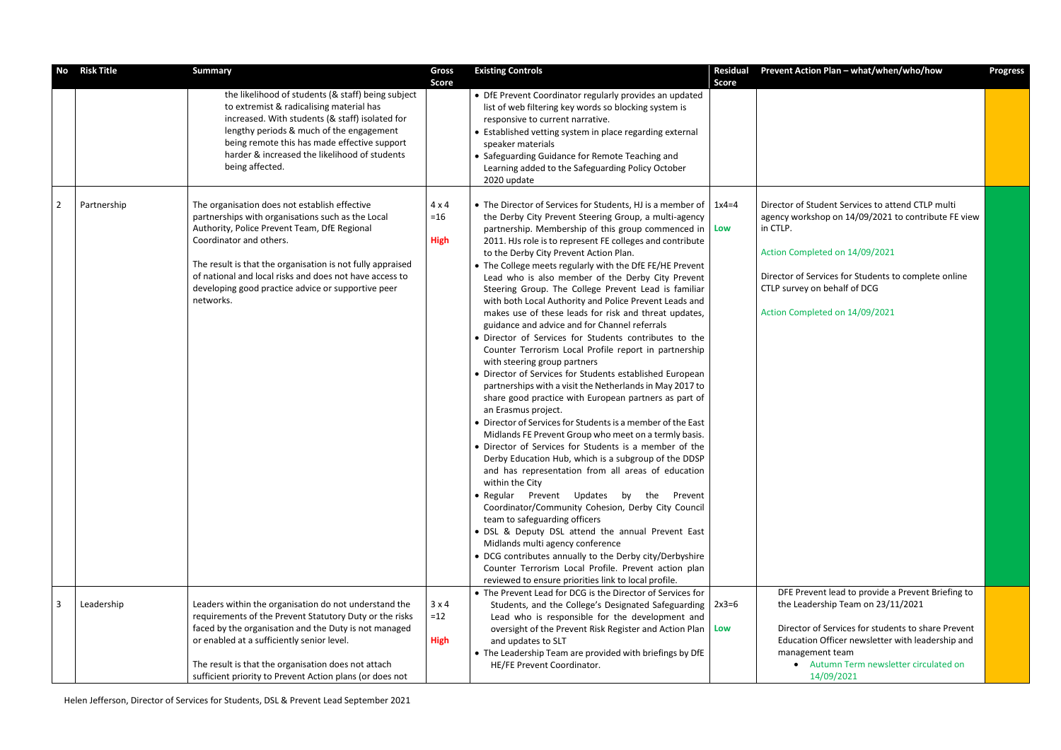| No | Risk Title | Summary | Gross Score | Existing Controls | Residual Score | Prevent Action Plan – what/when/who/how | Progress |
|---|---|---|---|---|---|---|---|
| | | the likelihood of students (& staff) being subject to extremist & radicalising material has increased. With students (& staff) isolated for lengthy periods & much of the engagement being remote this has made effective support harder & increased the likelihood of students being affected. | | • DfE Prevent Coordinator regularly provides an updated list of web filtering key words so blocking system is responsive to current narrative.<br>• Established vetting system in place regarding external speaker materials<br>• Safeguarding Guidance for Remote Teaching and Learning added to the Safeguarding Policy October 2020 update | | | |
| 2 | Partnership | The organisation does not establish effective partnerships with organisations such as the Local Authority, Police Prevent Team, DfE Regional Coordinator and others.<br><br>The result is that the organisation is not fully appraised of national and local risks and does not have access to developing good practice advice or supportive peer networks. | 4 x 4 =16 **High** | • The Director of Services for Students, HJ is a member of the Derby City Prevent Steering Group, a multi-agency partnership. Membership of this group commenced in 2011. HJs role is to represent FE colleges and contribute to the Derby City Prevent Action Plan.<br>• The College meets regularly with the DfE FE/HE Prevent Lead who is also member of the Derby City Prevent Steering Group. The College Prevent Lead is familiar with both Local Authority and Police Prevent Leads and makes use of these leads for risk and threat updates, guidance and advice and for Channel referrals<br>• Director of Services for Students contributes to the Counter Terrorism Local Profile report in partnership with steering group partners<br>• Director of Services for Students established European partnerships with a visit the Netherlands in May 2017 to share good practice with European partners as part of an Erasmus project.<br>• Director of Services for Students is a member of the East Midlands FE Prevent Group who meet on a termly basis.<br>• Director of Services for Students is a member of the Derby Education Hub, which is a subgroup of the DDSP and has representation from all areas of education within the City<br>• Regular Prevent Updates by the Prevent Coordinator/Community Cohesion, Derby City Council team to safeguarding officers<br>• DSL & Deputy DSL attend the annual Prevent East Midlands multi agency conference<br>• DCG contributes annually to the Derby city/Derbyshire Counter Terrorism Local Profile. Prevent action plan reviewed to ensure priorities link to local profile. | 1x4=4 **Low** | Director of Student Services to attend CTLP multi agency workshop on 14/09/2021 to contribute FE view in CTLP.<br><br>Action Completed on 14/09/2021<br><br>Director of Services for Students to complete online CTLP survey on behalf of DCG<br><br>Action Completed on 14/09/2021 | |
| 3 | Leadership | Leaders within the organisation do not understand the requirements of the Prevent Statutory Duty or the risks faced by the organisation and the Duty is not managed or enabled at a sufficiently senior level.<br><br>The result is that the organisation does not attach sufficient priority to Prevent Action plans (or does not | 3 x 4 =12 **High** | • The Prevent Lead for DCG is the Director of Services for Students, and the College's Designated Safeguarding Lead who is responsible for the development and oversight of the Prevent Risk Register and Action Plan and updates to SLT<br>• The Leadership Team are provided with briefings by DfE HE/FE Prevent Coordinator. | 2x3=6 **Low** | DFE Prevent lead to provide a Prevent Briefing to the Leadership Team on 23/11/2021<br><br>Director of Services for students to share Prevent Education Officer newsletter with leadership and management team<br>• Autumn Term newsletter circulated on 14/09/2021 | |

Helen Jefferson, Director of Services for Students, DSL & Prevent Lead September 2021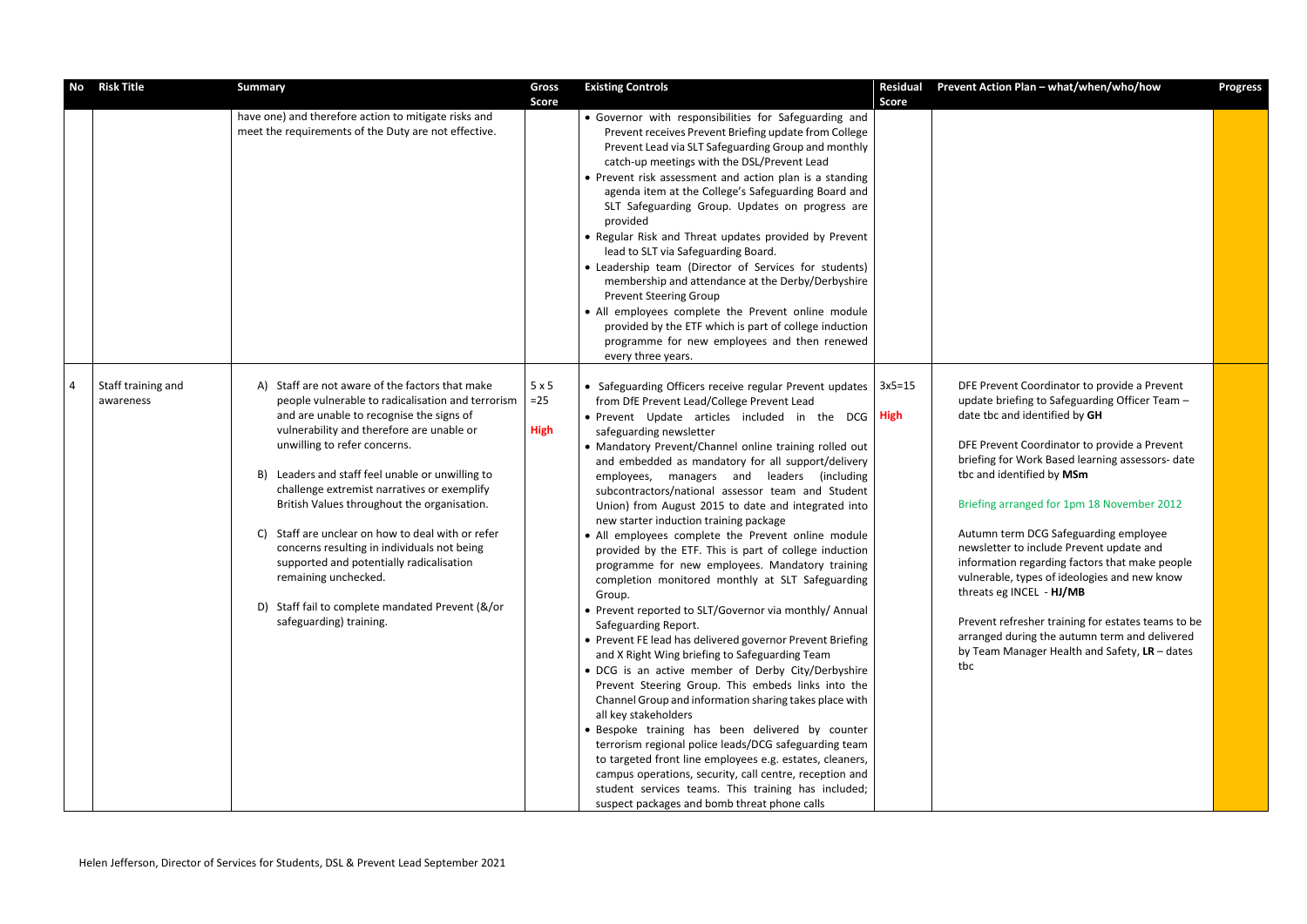| No | Risk Title | Summary | Gross Score | Existing Controls | Residual Score | Prevent Action Plan – what/when/who/how | Progress |
|---|---|---|---|---|---|---|---|
| | | have one) and therefore action to mitigate risks and meet the requirements of the Duty are not effective. | | • Governor with responsibilities for Safeguarding and Prevent receives Prevent Briefing update from College Prevent Lead via SLT Safeguarding Group and monthly catch-up meetings with the DSL/Prevent Lead<br>• Prevent risk assessment and action plan is a standing agenda item at the College's Safeguarding Board and SLT Safeguarding Group. Updates on progress are provided<br>• Regular Risk and Threat updates provided by Prevent lead to SLT via Safeguarding Board.<br>• Leadership team (Director of Services for students) membership and attendance at the Derby/Derbyshire Prevent Steering Group<br>• All employees complete the Prevent online module provided by the ETF which is part of college induction programme for new employees and then renewed every three years. | | | |
| 4 | Staff training and awareness | A) Staff are not aware of the factors that make people vulnerable to radicalisation and terrorism and are unable to recognise the signs of vulnerability and therefore are unable or unwilling to refer concerns.<br><br>B) Leaders and staff feel unable or unwilling to challenge extremist narratives or exemplify British Values throughout the organisation.<br><br>C) Staff are unclear on how to deal with or refer concerns resulting in individuals not being supported and potentially radicalisation remaining unchecked.<br><br>D) Staff fail to complete mandated Prevent (&/or safeguarding) training. | 5 x 5 =25 **High** | • Safeguarding Officers receive regular Prevent updates from DfE Prevent Lead/College Prevent Lead<br>• Prevent Update articles included in the DCG safeguarding newsletter<br>• Mandatory Prevent/Channel online training rolled out and embedded as mandatory for all support/delivery employees, managers and leaders (including subcontractors/national assessor team and Student Union) from August 2015 to date and integrated into new starter induction training package<br>• All employees complete the Prevent online module provided by the ETF. This is part of college induction programme for new employees. Mandatory training completion monitored monthly at SLT Safeguarding Group.<br>• Prevent reported to SLT/Governor via monthly/ Annual Safeguarding Report.<br>• Prevent FE lead has delivered governor Prevent Briefing and X Right Wing briefing to Safeguarding Team<br>• DCG is an active member of Derby City/Derbyshire Prevent Steering Group. This embeds links into the Channel Group and information sharing takes place with all key stakeholders<br>• Bespoke training has been delivered by counter terrorism regional police leads/DCG safeguarding team to targeted front line employees e.g. estates, cleaners, campus operations, security, call centre, reception and student services teams. This training has included; suspect packages and bomb threat phone calls | 3x5=15 **High** | DFE Prevent Coordinator to provide a Prevent update briefing to Safeguarding Officer Team – date tbc and identified by **GH**<br><br>DFE Prevent Coordinator to provide a Prevent briefing for Work Based learning assessors- date tbc and identified by **MSm**<br><br>Briefing arranged for 1pm 18 November 2012<br><br>Autumn term DCG Safeguarding employee newsletter to include Prevent update and information regarding factors that make people vulnerable, types of ideologies and new know threats eg INCEL - **HJ/MB**<br><br>Prevent refresher training for estates teams to be arranged during the autumn term and delivered by Team Manager Health and Safety, **LR** – dates tbc | |

Helen Jefferson, Director of Services for Students, DSL & Prevent Lead September 2021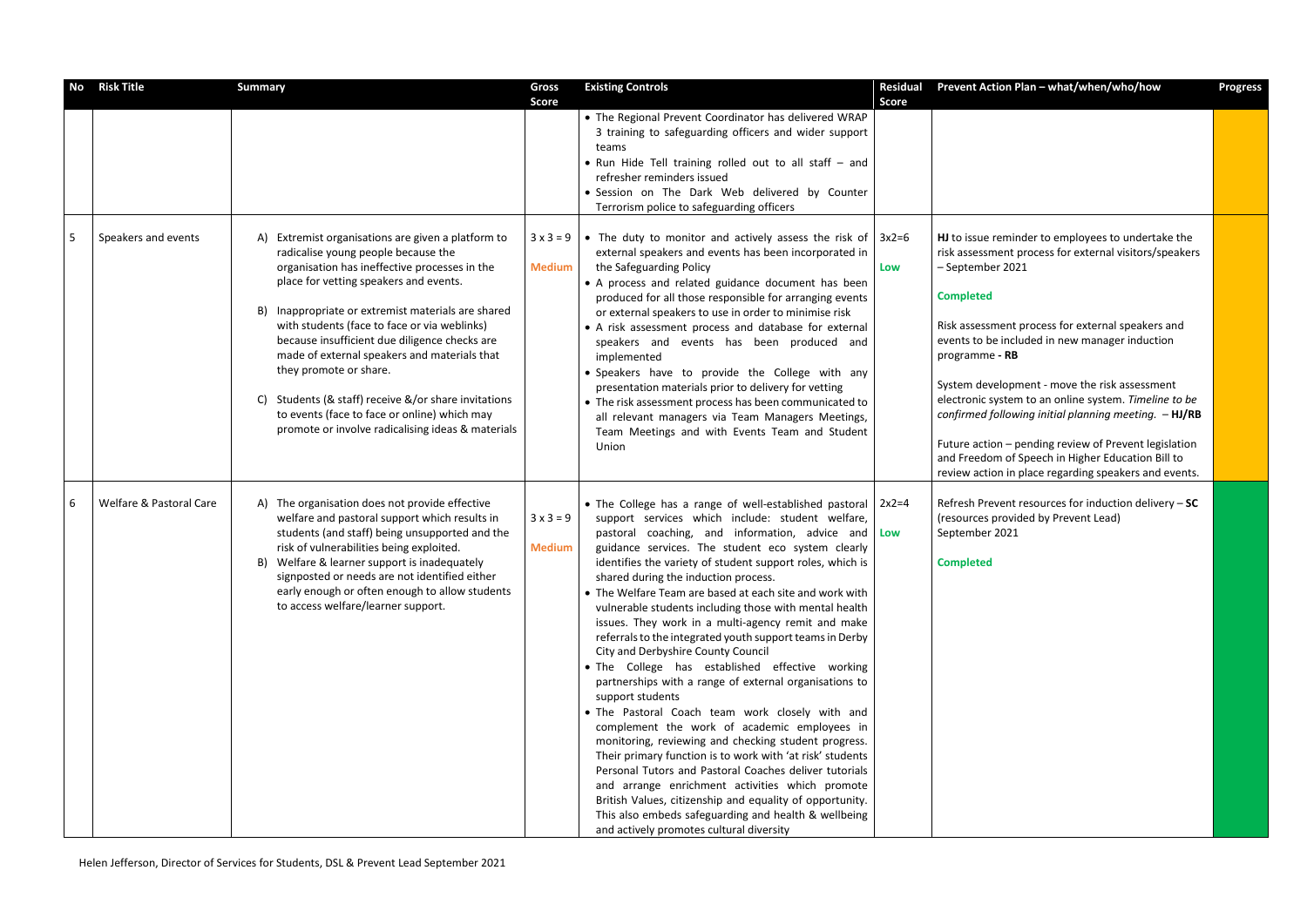| No | Risk Title | Summary | Gross Score | Existing Controls | Residual Score | Prevent Action Plan – what/when/who/how | Progress |
|---|---|---|---|---|---|---|---|
| | | | | • The Regional Prevent Coordinator has delivered WRAP 3 training to safeguarding officers and wider support teams<br>• Run Hide Tell training rolled out to all staff – and refresher reminders issued<br>• Session on The Dark Web delivered by Counter Terrorism police to safeguarding officers | | | |
| 5 | Speakers and events | A) Extremist organisations are given a platform to radicalise young people because the organisation has ineffective processes in the place for vetting speakers and events.<br>B) Inappropriate or extremist materials are shared with students (face to face or via weblinks) because insufficient due diligence checks are made of external speakers and materials that they promote or share.<br>C) Students (& staff) receive &/or share invitations to events (face to face or online) which may promote or involve radicalising ideas & materials | 3 x 3 = 9<br>**Medium** | • The duty to monitor and actively assess the risk of external speakers and events has been incorporated in the Safeguarding Policy<br>• A process and related guidance document has been produced for all those responsible for arranging events or external speakers to use in order to minimise risk<br>• A risk assessment process and database for external speakers and events has been produced and implemented<br>• Speakers have to provide the College with any presentation materials prior to delivery for vetting<br>• The risk assessment process has been communicated to all relevant managers via Team Managers Meetings, Team Meetings and with Events Team and Student Union | 3x2=6<br>**Low** | **HJ** to issue reminder to employees to undertake the risk assessment process for external visitors/speakers – September 2021<br><br>**Completed**<br><br>Risk assessment process for external speakers and events to be included in new manager induction programme **- RB**<br><br>System development - move the risk assessment electronic system to an online system. *Timeline to be confirmed following initial planning meeting.* – **HJ/RB**<br><br>Future action – pending review of Prevent legislation and Freedom of Speech in Higher Education Bill to review action in place regarding speakers and events. | |
| 6 | Welfare & Pastoral Care | A) The organisation does not provide effective welfare and pastoral support which results in students (and staff) being unsupported and the risk of vulnerabilities being exploited.<br>B) Welfare & learner support is inadequately signposted or needs are not identified either early enough or often enough to allow students to access welfare/learner support. | 3 x 3 = 9<br>**Medium** | • The College has a range of well-established pastoral support services which include: student welfare, pastoral coaching, and information, advice and guidance services. The student eco system clearly identifies the variety of student support roles, which is shared during the induction process.<br>• The Welfare Team are based at each site and work with vulnerable students including those with mental health issues. They work in a multi-agency remit and make referrals to the integrated youth support teams in Derby City and Derbyshire County Council<br>• The College has established effective working partnerships with a range of external organisations to support students<br>• The Pastoral Coach team work closely with and complement the work of academic employees in monitoring, reviewing and checking student progress. Their primary function is to work with 'at risk' students Personal Tutors and Pastoral Coaches deliver tutorials and arrange enrichment activities which promote British Values, citizenship and equality of opportunity. This also embeds safeguarding and health & wellbeing and actively promotes cultural diversity | 2x2=4<br>**Low** | Refresh Prevent resources for induction delivery – **SC** (resources provided by Prevent Lead)<br>September 2021<br><br>**Completed** | |

Helen Jefferson, Director of Services for Students, DSL & Prevent Lead September 2021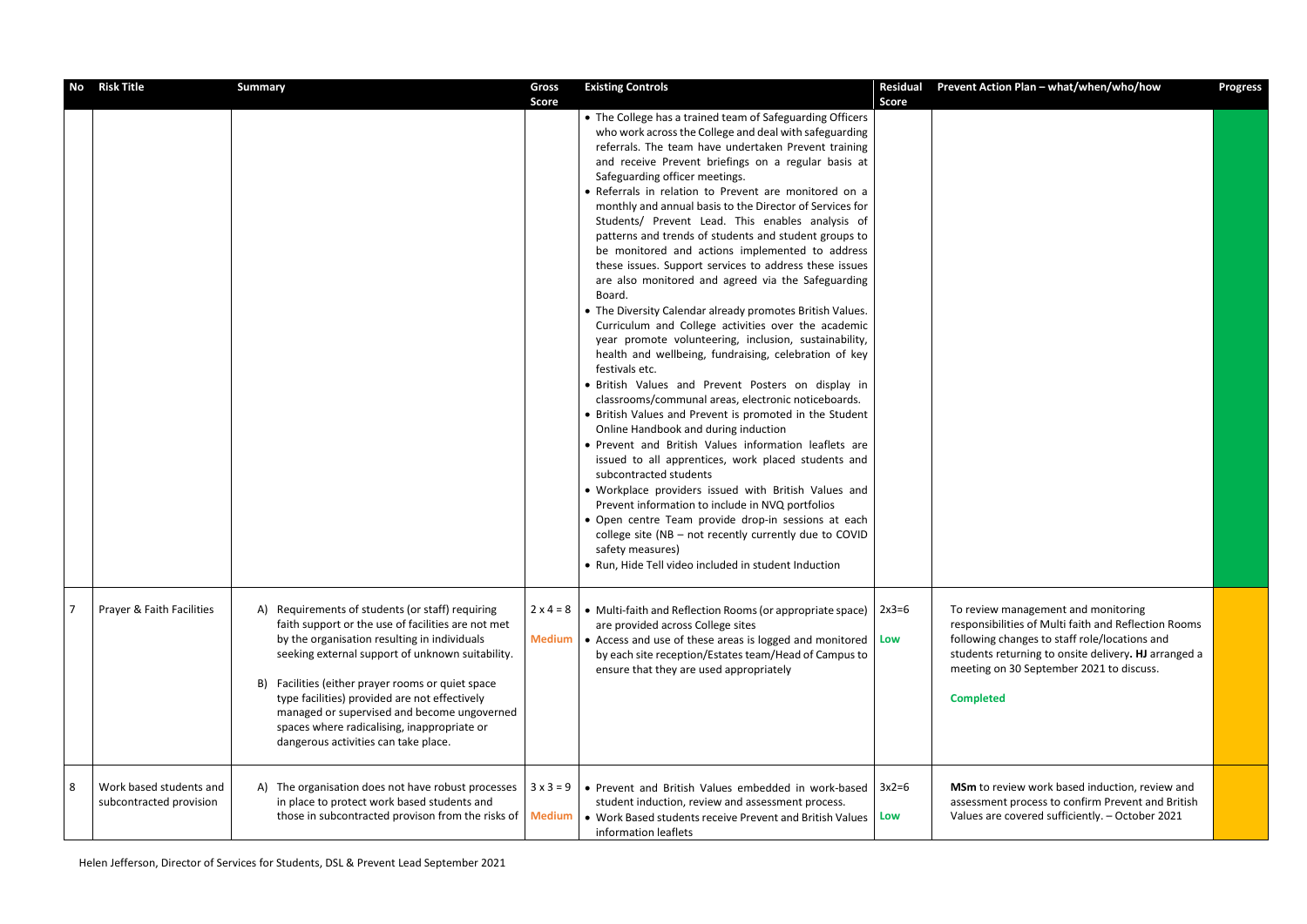| No | Risk Title | Summary | Gross Score | Existing Controls | Residual Score | Prevent Action Plan – what/when/who/how | Progress |
|---|---|---|---|---|---|---|---|
| | | | | • The College has a trained team of Safeguarding Officers who work across the College and deal with safeguarding referrals. The team have undertaken Prevent training and receive Prevent briefings on a regular basis at Safeguarding officer meetings.<br>• Referrals in relation to Prevent are monitored on a monthly and annual basis to the Director of Services for Students/ Prevent Lead. This enables analysis of patterns and trends of students and student groups to be monitored and actions implemented to address these issues. Support services to address these issues are also monitored and agreed via the Safeguarding Board.<br>• The Diversity Calendar already promotes British Values. Curriculum and College activities over the academic year promote volunteering, inclusion, sustainability, health and wellbeing, fundraising, celebration of key festivals etc.<br>• British Values and Prevent Posters on display in classrooms/communal areas, electronic noticeboards.<br>• British Values and Prevent is promoted in the Student Online Handbook and during induction<br>• Prevent and British Values information leaflets are issued to all apprentices, work placed students and subcontracted students<br>• Workplace providers issued with British Values and Prevent information to include in NVQ portfolios<br>• Open centre Team provide drop-in sessions at each college site (NB – not recently currently due to COVID safety measures)<br>• Run, Hide Tell video included in student Induction | | | |
| 7 | Prayer & Faith Facilities | A) Requirements of students (or staff) requiring faith support or the use of facilities are not met by the organisation resulting in individuals seeking external support of unknown suitability.<br><br>B) Facilities (either prayer rooms or quiet space type facilities) provided are not effectively managed or supervised and become ungoverned spaces where radicalising, inappropriate or dangerous activities can take place. | 2 x 4 = 8<br>Medium | • Multi-faith and Reflection Rooms (or appropriate space) are provided across College sites<br>• Access and use of these areas is logged and monitored by each site reception/Estates team/Head of Campus to ensure that they are used appropriately | 2x3=6<br>Low | To review management and monitoring responsibilities of Multi faith and Reflection Rooms following changes to staff role/locations and students returning to onsite delivery. **HJ** arranged a meeting on 30 September 2021 to discuss.<br><br>**Completed** | |
| 8 | Work based students and subcontracted provision | A) The organisation does not have robust processes in place to protect work based students and those in subcontracted provison from the risks of | 3 x 3 = 9<br>Medium | • Prevent and British Values embedded in work-based student induction, review and assessment process.<br>• Work Based students receive Prevent and British Values information leaflets | 3x2=6<br>Low | **MSm** to review work based induction, review and assessment process to confirm Prevent and British Values are covered sufficiently. – October 2021 | |

Helen Jefferson, Director of Services for Students, DSL & Prevent Lead September 2021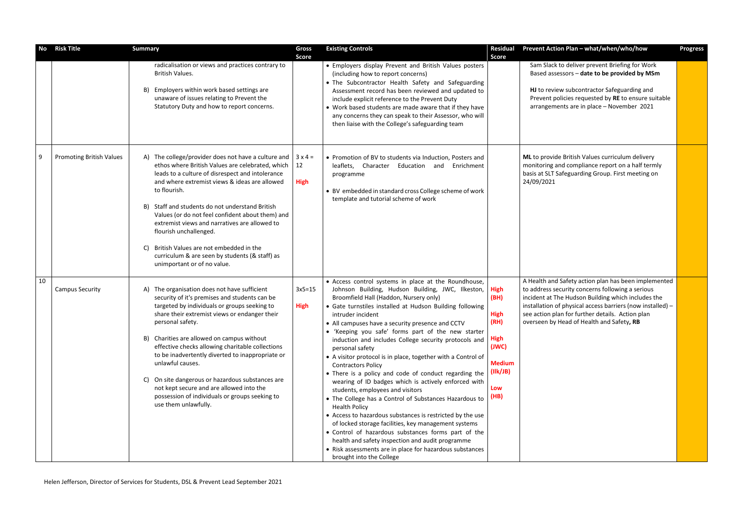| No | Risk Title | Summary | Gross Score | Existing Controls | Residual Score | Prevent Action Plan – what/when/who/how | Progress |
|---|---|---|---|---|---|---|---|
| | | radicalisation or views and practices contrary to British Values.<br><br>B) Employers within work based settings are unaware of issues relating to Prevent the Statutory Duty and how to report concerns. | | • Employers display Prevent and British Values posters (including how to report concerns)<br>• The Subcontractor Health Safety and Safeguarding Assessment record has been reviewed and updated to include explicit reference to the Prevent Duty<br>• Work based students are made aware that if they have any concerns they can speak to their Assessor, who will then liaise with the College's safeguarding team | | Sam Slack to deliver prevent Briefing for Work Based assessors – **date to be provided by MSm**<br><br>**HJ** to review subcontractor Safeguarding and Prevent policies requested by **RE** to ensure suitable arrangements are in place – November 2021 | |
| 9 | Promoting British Values | A) The college/provider does not have a culture and ethos where British Values are celebrated, which leads to a culture of disrespect and intolerance and where extremist views & ideas are allowed to flourish.<br><br>B) Staff and students do not understand British Values (or do not feel confident about them) and extremist views and narratives are allowed to flourish unchallenged.<br><br>C) British Values are not embedded in the curriculum & are seen by students (& staff) as unimportant or of no value. | 3 x 4 = 12<br>**High** | • Promotion of BV to students via Induction, Posters and leaflets, Character Education and Enrichment programme<br><br>• BV embedded in standard cross College scheme of work template and tutorial scheme of work | | **ML** to provide British Values curriculum delivery monitoring and compliance report on a half termly basis at SLT Safeguarding Group. First meeting on 24/09/2021 | |
| 10 | Campus Security | A) The organisation does not have sufficient security of it's premises and students can be targeted by individuals or groups seeking to share their extremist views or endanger their personal safety.<br><br>B) Charities are allowed on campus without effective checks allowing charitable collections to be inadvertently diverted to inappropriate or unlawful causes.<br><br>C) On site dangerous or hazardous substances are not kept secure and are allowed into the possession of individuals or groups seeking to use them unlawfully. | 3x5=15<br>**High** | • Access control systems in place at the Roundhouse, Johnson Building, Hudson Building, JWC, Ilkeston, Broomfield Hall (Haddon, Nursery only)<br>• Gate turnstiles installed at Hudson Building following intruder incident<br>• All campuses have a security presence and CCTV<br>• 'Keeping you safe' forms part of the new starter induction and includes College security protocols and personal safety<br>• A visitor protocol is in place, together with a Control of Contractors Policy<br>• There is a policy and code of conduct regarding the wearing of ID badges which is actively enforced with students, employees and visitors<br>• The College has a Control of Substances Hazardous to Health Policy<br>• Access to hazardous substances is restricted by the use of locked storage facilities, key management systems<br>• Control of hazardous substances forms part of the health and safety inspection and audit programme<br>• Risk assessments are in place for hazardous substances brought into the College | **High (BH)**<br><br>**High (RH)**<br><br>**High (JWC)**<br><br>**Medium (Ilk/JB)**<br><br>**Low (HB)** | A Health and Safety action plan has been implemented to address security concerns following a serious incident at The Hudson Building which includes the installation of physical access barriers (now installed) – see action plan for further details. Action plan overseen by Head of Health and Safety**, RB** | |

Helen Jefferson, Director of Services for Students, DSL & Prevent Lead September 2021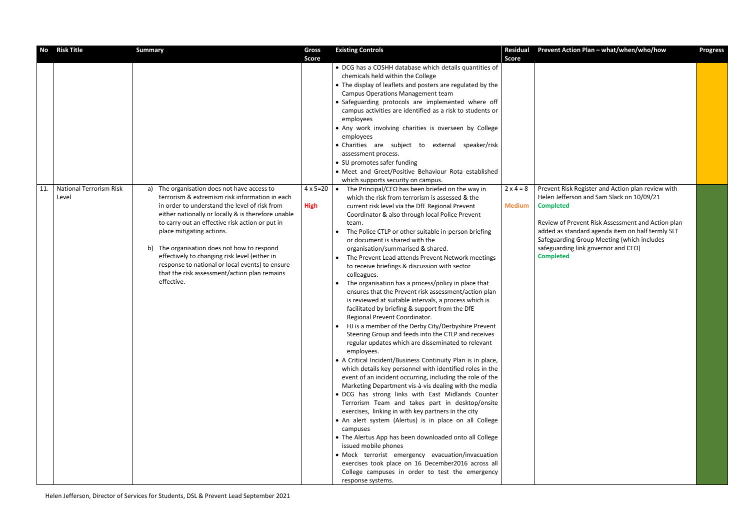| No | Risk Title | Summary | Gross Score | Existing Controls | Residual Score | Prevent Action Plan – what/when/who/how | Progress |
|---|---|---|---|---|---|---|---|
| | | | | • DCG has a COSHH database which details quantities of chemicals held within the College<br>• The display of leaflets and posters are regulated by the Campus Operations Management team<br>• Safeguarding protocols are implemented where off campus activities are identified as a risk to students or employees<br>• Any work involving charities is overseen by College employees<br>• Charities are subject to external speaker/risk assessment process.<br>• SU promotes safer funding<br>• Meet and Greet/Positive Behaviour Rota established which supports security on campus. | | | |
| 11. | National Terrorism Risk Level | a) The organisation does not have access to terrorism & extremism risk information in each in order to understand the level of risk from either nationally or locally & is therefore unable to carry out an effective risk action or put in place mitigating actions.<br><br>b) The organisation does not how to respond effectively to changing risk level (either in response to national or local events) to ensure that the risk assessment/action plan remains effective. | 4 x 5=20<br>**High** | • The Principal/CEO has been briefed on the way in which the risk from terrorism is assessed & the current risk level via the DfE Regional Prevent Coordinator & also through local Police Prevent team.<br>• The Police CTLP or other suitable in-person briefing or document is shared with the organisation/summarised & shared.<br>• The Prevent Lead attends Prevent Network meetings to receive briefings & discussion with sector colleagues.<br>• The organisation has a process/policy in place that ensures that the Prevent risk assessment/action plan is reviewed at suitable intervals, a process which is facilitated by briefing & support from the DfE Regional Prevent Coordinator.<br>• HJ is a member of the Derby City/Derbyshire Prevent Steering Group and feeds into the CTLP and receives regular updates which are disseminated to relevant employees.<br>• A Critical Incident/Business Continuity Plan is in place, which details key personnel with identified roles in the event of an incident occurring, including the role of the Marketing Department vis-à-vis dealing with the media<br>• DCG has strong links with East Midlands Counter Terrorism Team and takes part in desktop/onsite exercises, linking in with key partners in the city<br>• An alert system (Alertus) is in place on all College campuses<br>• The Alertus App has been downloaded onto all College issued mobile phones<br>• Mock terrorist emergency evacuation/invacuation exercises took place on 16 December2016 across all College campuses in order to test the emergency response systems. | 2 x 4 = 8<br>**Medium** | Prevent Risk Register and Action plan review with Helen Jefferson and Sam Slack on 10/09/21<br>**Completed**<br><br>Review of Prevent Risk Assessment and Action plan added as standard agenda item on half termly SLT Safeguarding Group Meeting (which includes safeguarding link governor and CEO)<br>**Completed** | |

Helen Jefferson, Director of Services for Students, DSL & Prevent Lead September 2021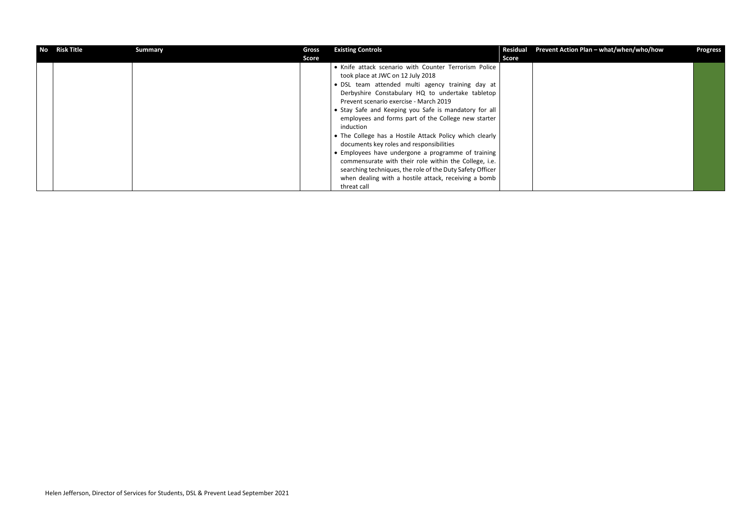| No | Risk Title | Summary | Gross Score | Existing Controls | Residual Score | Prevent Action Plan – what/when/who/how | Progress |
|---|---|---|---|---|---|---|---|
| | | | | • Knife attack scenario with Counter Terrorism Police took place at JWC on 12 July 2018<br>• DSL team attended multi agency training day at Derbyshire Constabulary HQ to undertake tabletop Prevent scenario exercise - March 2019<br>• Stay Safe and Keeping you Safe is mandatory for all employees and forms part of the College new starter induction<br>• The College has a Hostile Attack Policy which clearly documents key roles and responsibilities<br>• Employees have undergone a programme of training commensurate with their role within the College, i.e. searching techniques, the role of the Duty Safety Officer when dealing with a hostile attack, receiving a bomb threat call | | | |

Helen Jefferson, Director of Services for Students, DSL & Prevent Lead September 2021